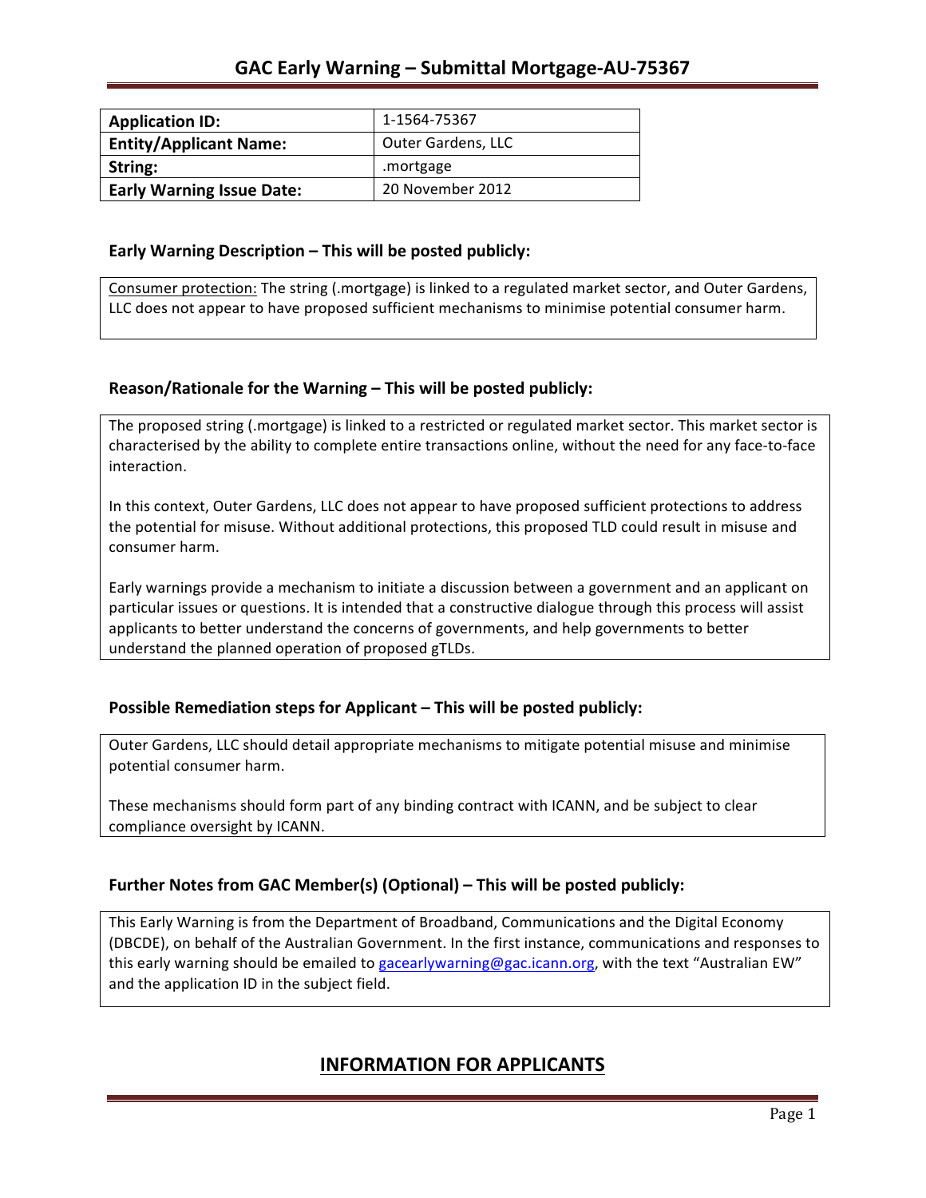# GAC Early Warning – Submittal Mortgage-AU-75367

| Application ID: | 1-1564-75367 |
| --- | --- |
| Entity/Applicant Name: | Outer Gardens, LLC |
| String: | .mortgage |
| Early Warning Issue Date: | 20 November 2012 |

### Early Warning Description – This will be posted publicly:

Consumer protection: The string (.mortgage) is linked to a regulated market sector, and Outer Gardens, LLC does not appear to have proposed sufficient mechanisms to minimise potential consumer harm.

### Reason/Rationale for the Warning – This will be posted publicly:

The proposed string (.mortgage) is linked to a restricted or regulated market sector. This market sector is characterised by the ability to complete entire transactions online, without the need for any face-to-face interaction.

In this context, Outer Gardens, LLC does not appear to have proposed sufficient protections to address the potential for misuse. Without additional protections, this proposed TLD could result in misuse and consumer harm.

Early warnings provide a mechanism to initiate a discussion between a government and an applicant on particular issues or questions. It is intended that a constructive dialogue through this process will assist applicants to better understand the concerns of governments, and help governments to better understand the planned operation of proposed gTLDs.

### Possible Remediation steps for Applicant – This will be posted publicly:

Outer Gardens, LLC should detail appropriate mechanisms to mitigate potential misuse and minimise potential consumer harm.

These mechanisms should form part of any binding contract with ICANN, and be subject to clear compliance oversight by ICANN.

### Further Notes from GAC Member(s) (Optional) – This will be posted publicly:

This Early Warning is from the Department of Broadband, Communications and the Digital Economy (DBCDE), on behalf of the Australian Government. In the first instance, communications and responses to this early warning should be emailed to gacearlywarning@gac.icann.org, with the text "Australian EW" and the application ID in the subject field.

## INFORMATION FOR APPLICANTS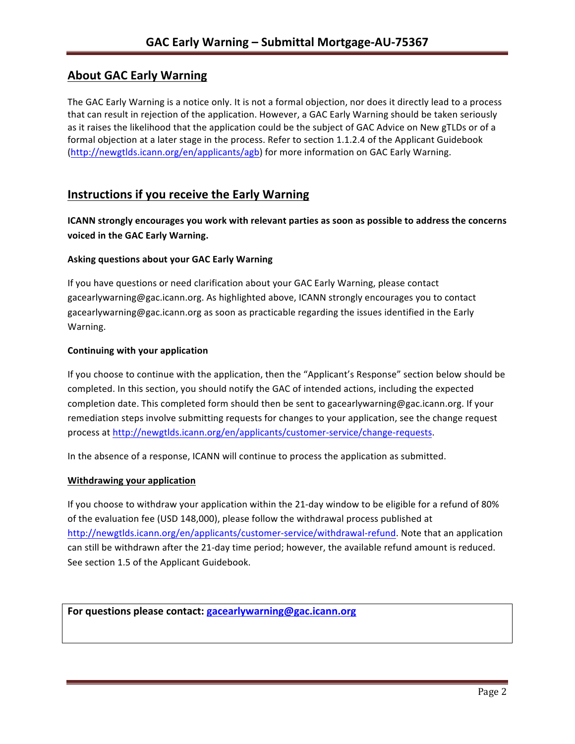## About GAC Early Warning

The GAC Early Warning is a notice only. It is not a formal objection, nor does it directly lead to a process that can result in rejection of the application. However, a GAC Early Warning should be taken seriously as it raises the likelihood that the application could be the subject of GAC Advice on New gTLDs or of a formal objection at a later stage in the process. Refer to section 1.1.2.4 of the Applicant Guidebook (http://newgtlds.icann.org/en/applicants/agb) for more information on GAC Early Warning.

## Instructions if you receive the Early Warning

**ICANN strongly encourages you work with relevant parties as soon as possible to address the concerns voiced in the GAC Early Warning.**

### Asking questions about your GAC Early Warning

If you have questions or need clarification about your GAC Early Warning, please contact gacearlywarning@gac.icann.org. As highlighted above, ICANN strongly encourages you to contact gacearlywarning@gac.icann.org as soon as practicable regarding the issues identified in the Early Warning.

### Continuing with your application

If you choose to continue with the application, then the "Applicant's Response" section below should be completed. In this section, you should notify the GAC of intended actions, including the expected completion date. This completed form should then be sent to gacearlywarning@gac.icann.org. If your remediation steps involve submitting requests for changes to your application, see the change request process at http://newgtlds.icann.org/en/applicants/customer-service/change-requests.

In the absence of a response, ICANN will continue to process the application as submitted.

### Withdrawing your application

If you choose to withdraw your application within the 21-day window to be eligible for a refund of 80% of the evaluation fee (USD 148,000), please follow the withdrawal process published at http://newgtlds.icann.org/en/applicants/customer-service/withdrawal-refund. Note that an application can still be withdrawn after the 21-day time period; however, the available refund amount is reduced. See section 1.5 of the Applicant Guidebook.

**For questions please contact: gacearlywarning@gac.icann.org**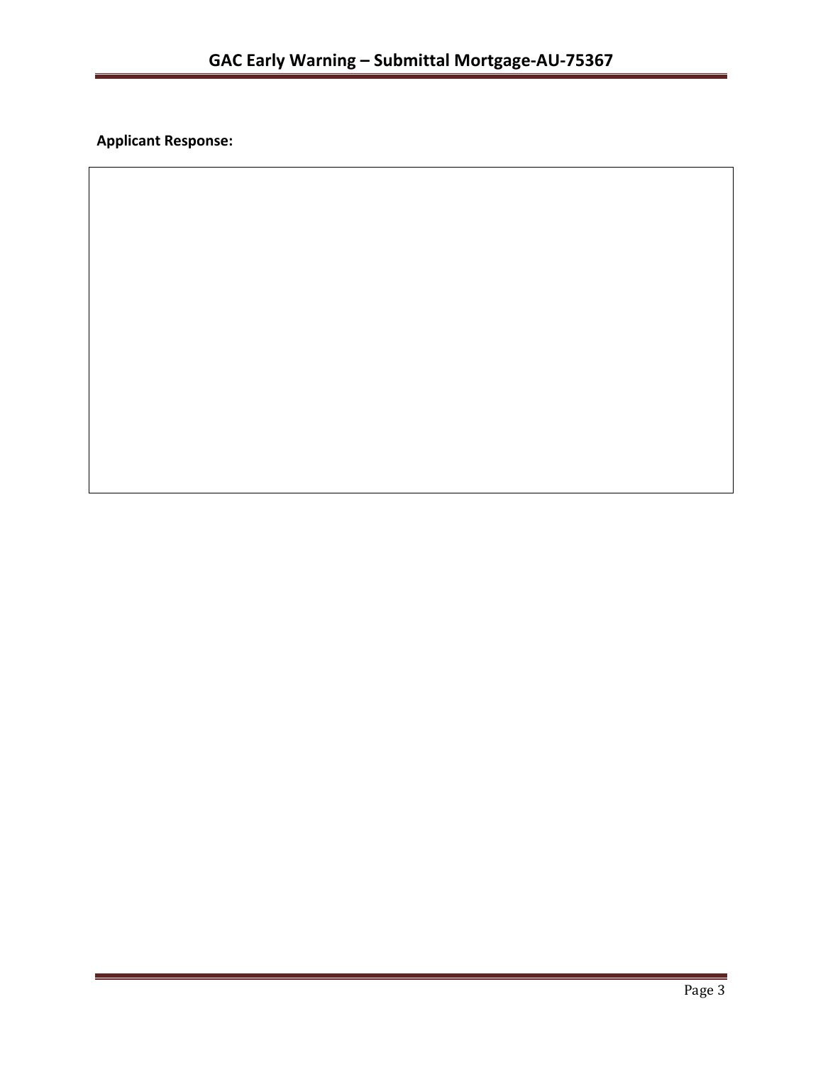**Applicant Response:**